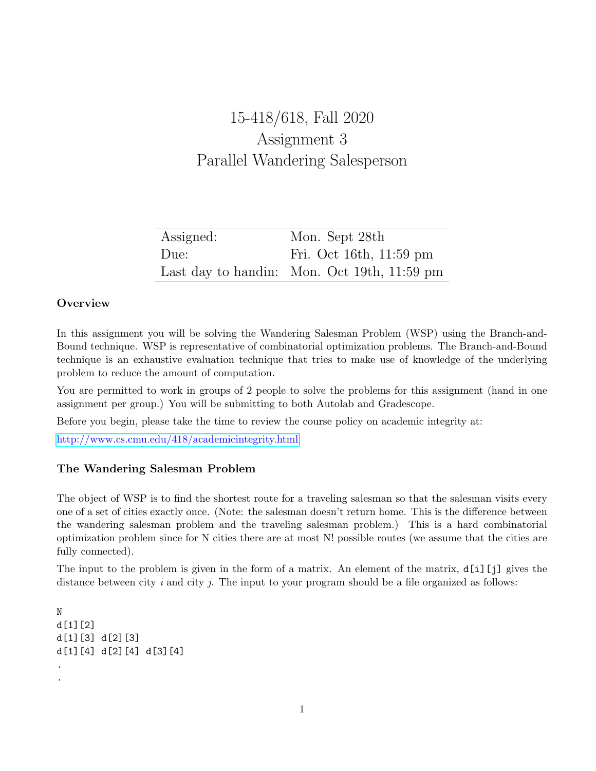# 15-418/618, Fall 2020
# Assignment 3
# Parallel Wandering Salesperson

| Assigned: | Mon. Sept 28th |
| --- | --- |
| Due: | Fri. Oct 16th, 11:59 pm |
| Last day to handin: | Mon. Oct 19th, 11:59 pm |

### Overview

In this assignment you will be solving the Wandering Salesman Problem (WSP) using the Branch-and-Bound technique. WSP is representative of combinatorial optimization problems. The Branch-and-Bound technique is an exhaustive evaluation technique that tries to make use of knowledge of the underlying problem to reduce the amount of computation.

You are permitted to work in groups of 2 people to solve the problems for this assignment (hand in one assignment per group.) You will be submitting to both Autolab and Gradescope.

Before you begin, please take the time to review the course policy on academic integrity at:

http://www.cs.cmu.edu/418/academicintegrity.html

### The Wandering Salesman Problem

The object of WSP is to find the shortest route for a traveling salesman so that the salesman visits every one of a set of cities exactly once. (Note: the salesman doesn't return home. This is the difference between the wandering salesman problem and the traveling salesman problem.) This is a hard combinatorial optimization problem since for N cities there are at most N! possible routes (we assume that the cities are fully connected).

The input to the problem is given in the form of a matrix. An element of the matrix, `d[i][j]` gives the distance between city $i$ and city $j$. The input to your program should be a file organized as follows:

```
N
d[1][2]
d[1][3] d[2][3]
d[1][4] d[2][4] d[3][4]
.
.
```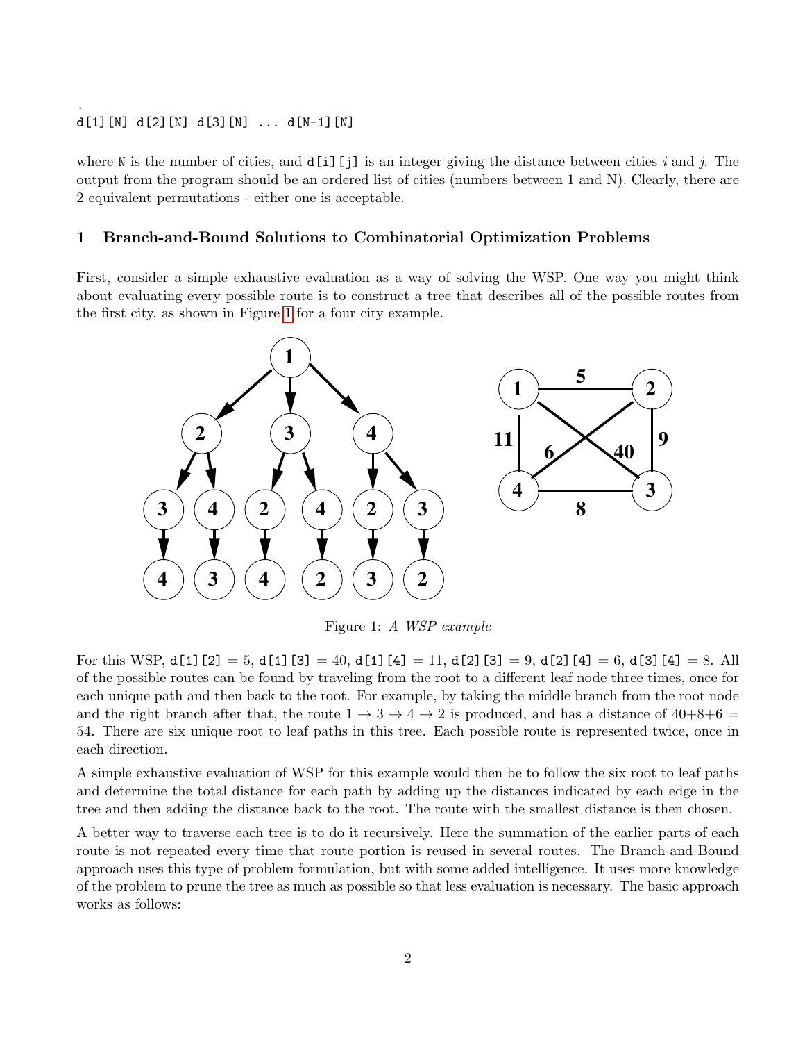```
.
d[1][N] d[2][N] d[3][N] ... d[N-1][N]
```

where `N` is the number of cities, and `d[i][j]` is an integer giving the distance between cities $i$ and $j$. The output from the program should be an ordered list of cities (numbers between 1 and N). Clearly, there are 2 equivalent permutations - either one is acceptable.

## 1 Branch-and-Bound Solutions to Combinatorial Optimization Problems

First, consider a simple exhaustive evaluation as a way of solving the WSP. One way you might think about evaluating every possible route is to construct a tree that describes all of the possible routes from the first city, as shown in Figure 1 for a four city example.

Figure 1: *A WSP example*

For this WSP, `d[1][2]` = 5, `d[1][3]` = 40, `d[1][4]` = 11, `d[2][3]` = 9, `d[2][4]` = 6, `d[3][4]` = 8. All of the possible routes can be found by traveling from the root to a different leaf node three times, once for each unique path and then back to the root. For example, by taking the middle branch from the root node and the right branch after that, the route $1 \rightarrow 3 \rightarrow 4 \rightarrow 2$ is produced, and has a distance of $40+8+6 = 54$. There are six unique root to leaf paths in this tree. Each possible route is represented twice, once in each direction.

A simple exhaustive evaluation of WSP for this example would then be to follow the six root to leaf paths and determine the total distance for each path by adding up the distances indicated by each edge in the tree and then adding the distance back to the root. The route with the smallest distance is then chosen.

A better way to traverse each tree is to do it recursively. Here the summation of the earlier parts of each route is not repeated every time that route portion is reused in several routes. The Branch-and-Bound approach uses this type of problem formulation, but with some added intelligence. It uses more knowledge of the problem to prune the tree as much as possible so that less evaluation is necessary. The basic approach works as follows: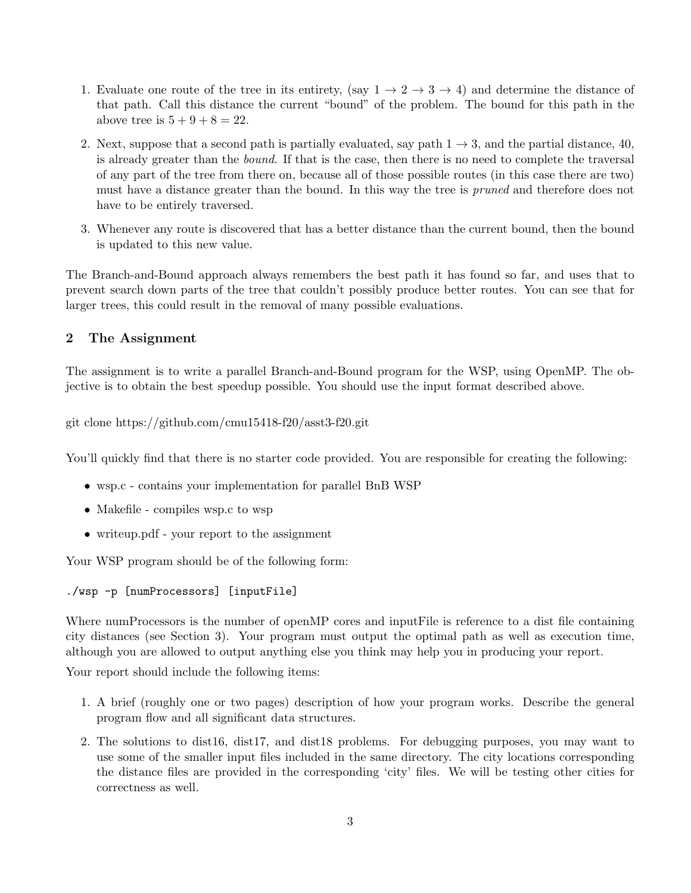1. Evaluate one route of the tree in its entirety, (say $1 \rightarrow 2 \rightarrow 3 \rightarrow 4$) and determine the distance of that path. Call this distance the current "bound" of the problem. The bound for this path in the above tree is $5 + 9 + 8 = 22$.
2. Next, suppose that a second path is partially evaluated, say path $1 \rightarrow 3$, and the partial distance, 40, is already greater than the *bound*. If that is the case, then there is no need to complete the traversal of any part of the tree from there on, because all of those possible routes (in this case there are two) must have a distance greater than the bound. In this way the tree is *pruned* and therefore does not have to be entirely traversed.
3. Whenever any route is discovered that has a better distance than the current bound, then the bound is updated to this new value.

The Branch-and-Bound approach always remembers the best path it has found so far, and uses that to prevent search down parts of the tree that couldn't possibly produce better routes. You can see that for larger trees, this could result in the removal of many possible evaluations.

## 2 The Assignment

The assignment is to write a parallel Branch-and-Bound program for the WSP, using OpenMP. The objective is to obtain the best speedup possible. You should use the input format described above.

```
git clone https://github.com/cmu15418-f20/asst3-f20.git
```

You'll quickly find that there is no starter code provided. You are responsible for creating the following:

- wsp.c - contains your implementation for parallel BnB WSP
- Makefile - compiles wsp.c to wsp
- writeup.pdf - your report to the assignment

Your WSP program should be of the following form:

```
./wsp -p [numProcessors] [inputFile]
```

Where numProcessors is the number of openMP cores and inputFile is reference to a dist file containing city distances (see Section 3). Your program must output the optimal path as well as execution time, although you are allowed to output anything else you think may help you in producing your report.

Your report should include the following items:

1. A brief (roughly one or two pages) description of how your program works. Describe the general program flow and all significant data structures.
2. The solutions to dist16, dist17, and dist18 problems. For debugging purposes, you may want to use some of the smaller input files included in the same directory. The city locations corresponding the distance files are provided in the corresponding 'city' files. We will be testing other cities for correctness as well.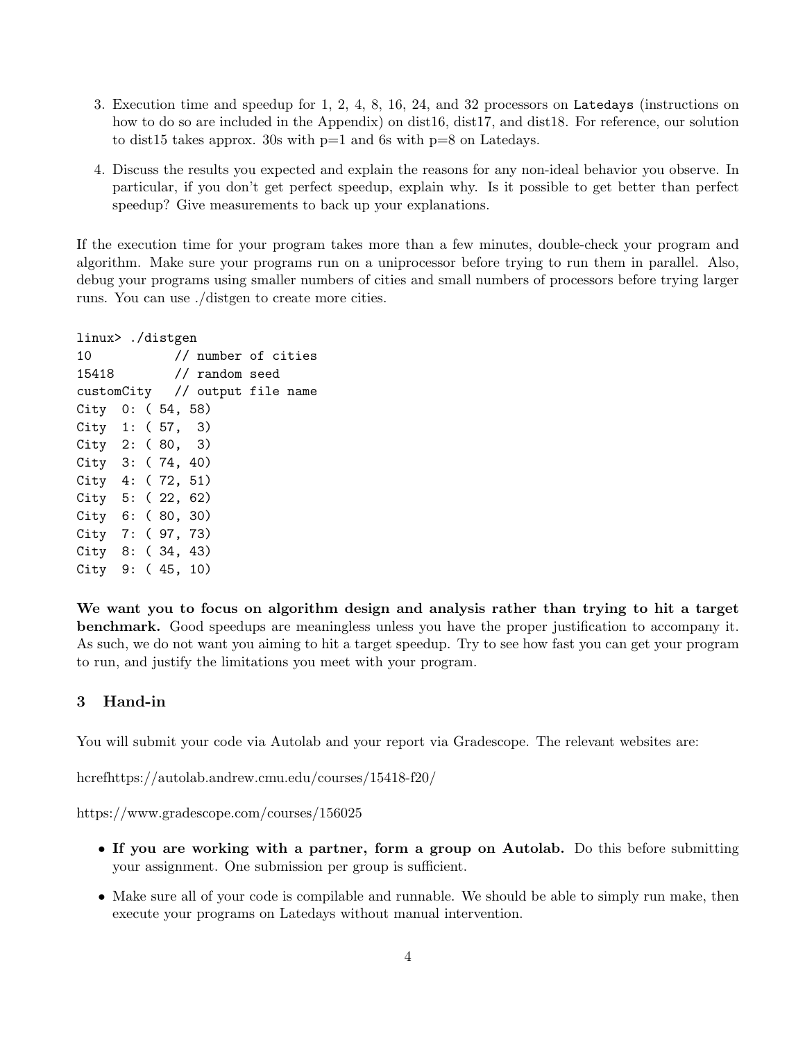3. Execution time and speedup for 1, 2, 4, 8, 16, 24, and 32 processors on `Latedays` (instructions on how to do so are included in the Appendix) on dist16, dist17, and dist18. For reference, our solution to dist15 takes approx. 30s with p=1 and 6s with p=8 on Latedays.

4. Discuss the results you expected and explain the reasons for any non-ideal behavior you observe. In particular, if you don't get perfect speedup, explain why. Is it possible to get better than perfect speedup? Give measurements to back up your explanations.

If the execution time for your program takes more than a few minutes, double-check your program and algorithm. Make sure your programs run on a uniprocessor before trying to run them in parallel. Also, debug your programs using smaller numbers of cities and small numbers of processors before trying larger runs. You can use ./distgen to create more cities.

```
linux> ./distgen
10           // number of cities
15418        // random seed
customCity   // output file name
City  0: ( 54, 58)
City  1: ( 57,  3)
City  2: ( 80,  3)
City  3: ( 74, 40)
City  4: ( 72, 51)
City  5: ( 22, 62)
City  6: ( 80, 30)
City  7: ( 97, 73)
City  8: ( 34, 43)
City  9: ( 45, 10)
```

**We want you to focus on algorithm design and analysis rather than trying to hit a target benchmark.** Good speedups are meaningless unless you have the proper justification to accompany it. As such, we do not want you aiming to hit a target speedup. Try to see how fast you can get your program to run, and justify the limitations you meet with your program.

## 3 Hand-in

You will submit your code via Autolab and your report via Gradescope. The relevant websites are:

hcrefhttps://autolab.andrew.cmu.edu/courses/15418-f20/

https://www.gradescope.com/courses/156025

- **If you are working with a partner, form a group on Autolab.** Do this before submitting your assignment. One submission per group is sufficient.
- Make sure all of your code is compilable and runnable. We should be able to simply run make, then execute your programs on Latedays without manual intervention.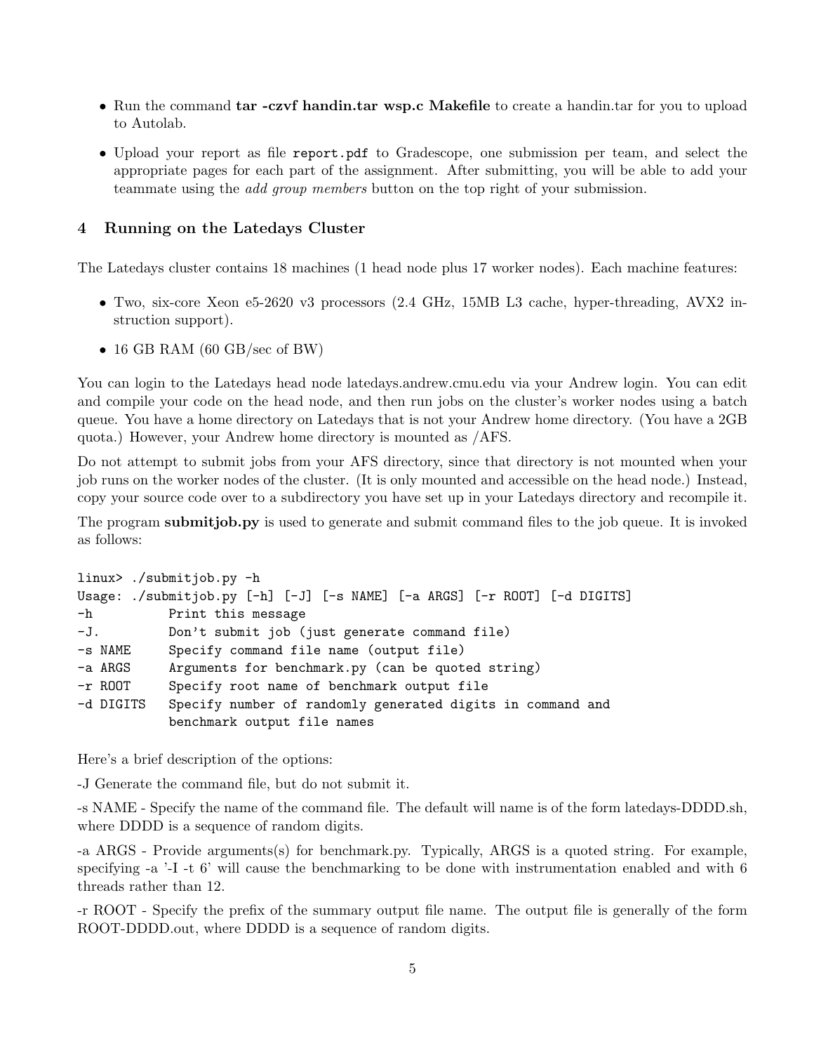- Run the command **tar -czvf handin.tar wsp.c Makefile** to create a handin.tar for you to upload to Autolab.
- Upload your report as file `report.pdf` to Gradescope, one submission per team, and select the appropriate pages for each part of the assignment. After submitting, you will be able to add your teammate using the *add group members* button on the top right of your submission.

## 4 Running on the Latedays Cluster

The Latedays cluster contains 18 machines (1 head node plus 17 worker nodes). Each machine features:

- Two, six-core Xeon e5-2620 v3 processors (2.4 GHz, 15MB L3 cache, hyper-threading, AVX2 instruction support).
- 16 GB RAM (60 GB/sec of BW)

You can login to the Latedays head node latedays.andrew.cmu.edu via your Andrew login. You can edit and compile your code on the head node, and then run jobs on the cluster's worker nodes using a batch queue. You have a home directory on Latedays that is not your Andrew home directory. (You have a 2GB quota.) However, your Andrew home directory is mounted as /AFS.

Do not attempt to submit jobs from your AFS directory, since that directory is not mounted when your job runs on the worker nodes of the cluster. (It is only mounted and accessible on the head node.) Instead, copy your source code over to a subdirectory you have set up in your Latedays directory and recompile it.

The program **submitjob.py** is used to generate and submit command files to the job queue. It is invoked as follows:

```
linux> ./submitjob.py -h
Usage: ./submitjob.py [-h] [-J] [-s NAME] [-a ARGS] [-r ROOT] [-d DIGITS]
-h          Print this message
-J.         Don't submit job (just generate command file)
-s NAME     Specify command file name (output file)
-a ARGS     Arguments for benchmark.py (can be quoted string)
-r ROOT     Specify root name of benchmark output file
-d DIGITS   Specify number of randomly generated digits in command and
            benchmark output file names
```

Here's a brief description of the options:

-J Generate the command file, but do not submit it.

-s NAME - Specify the name of the command file. The default will name is of the form latedays-DDDD.sh, where DDDD is a sequence of random digits.

-a ARGS - Provide arguments(s) for benchmark.py. Typically, ARGS is a quoted string. For example, specifying -a '-I -t 6' will cause the benchmarking to be done with instrumentation enabled and with 6 threads rather than 12.

-r ROOT - Specify the prefix of the summary output file name. The output file is generally of the form ROOT-DDDD.out, where DDDD is a sequence of random digits.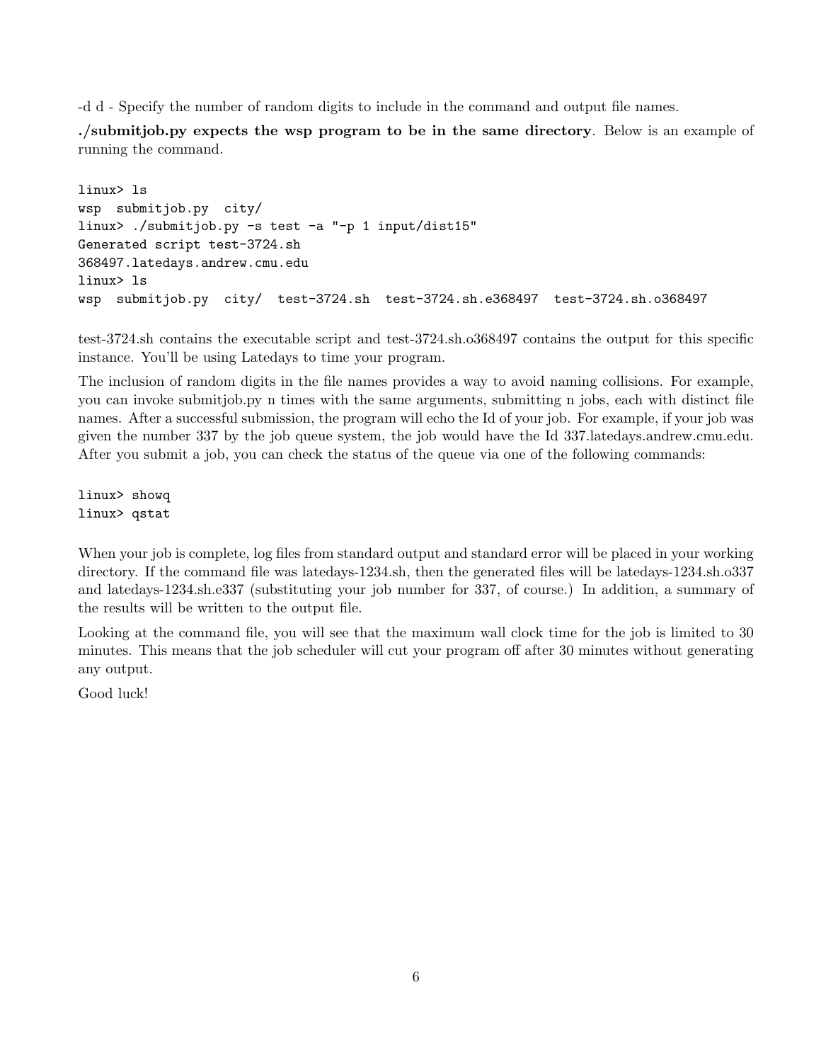-d d - Specify the number of random digits to include in the command and output file names.

**./submitjob.py expects the wsp program to be in the same directory**. Below is an example of running the command.

```
linux> ls
wsp  submitjob.py  city/
linux> ./submitjob.py -s test -a "-p 1 input/dist15"
Generated script test-3724.sh
368497.latedays.andrew.cmu.edu
linux> ls
wsp  submitjob.py  city/  test-3724.sh  test-3724.sh.e368497  test-3724.sh.o368497
```

test-3724.sh contains the executable script and test-3724.sh.o368497 contains the output for this specific instance. You'll be using Latedays to time your program.

The inclusion of random digits in the file names provides a way to avoid naming collisions. For example, you can invoke submitjob.py n times with the same arguments, submitting n jobs, each with distinct file names. After a successful submission, the program will echo the Id of your job. For example, if your job was given the number 337 by the job queue system, the job would have the Id 337.latedays.andrew.cmu.edu. After you submit a job, you can check the status of the queue via one of the following commands:

```
linux> showq
linux> qstat
```

When your job is complete, log files from standard output and standard error will be placed in your working directory. If the command file was latedays-1234.sh, then the generated files will be latedays-1234.sh.o337 and latedays-1234.sh.e337 (substituting your job number for 337, of course.) In addition, a summary of the results will be written to the output file.

Looking at the command file, you will see that the maximum wall clock time for the job is limited to 30 minutes. This means that the job scheduler will cut your program off after 30 minutes without generating any output.

Good luck!